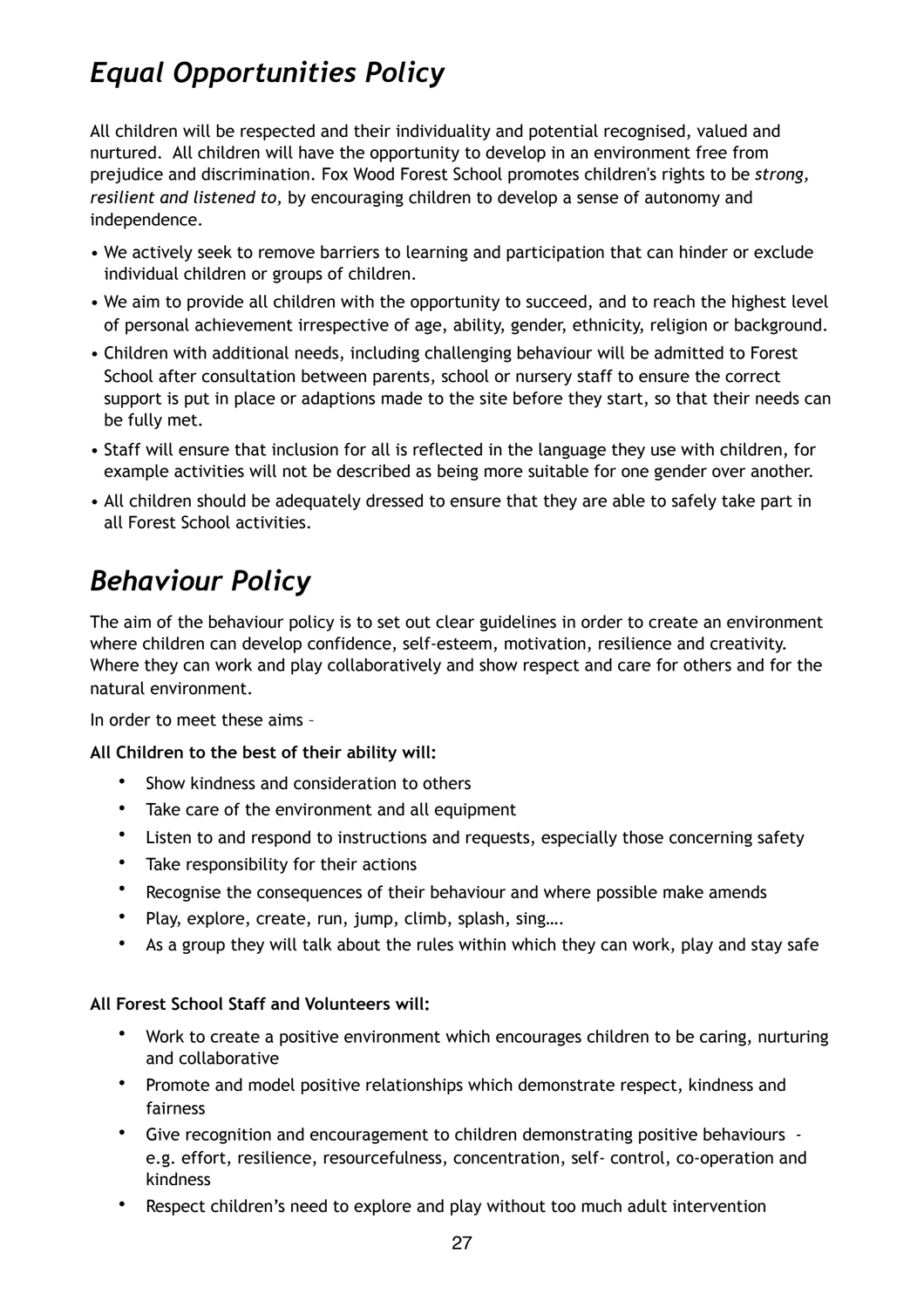# *Equal Opportunities Policy*

All children will be respected and their individuality and potential recognised, valued and nurtured. All children will have the opportunity to develop in an environment free from prejudice and discrimination. Fox Wood Forest School promotes children's rights to be *strong, resilient and listened to,* by encouraging children to develop a sense of autonomy and independence.

- We actively seek to remove barriers to learning and participation that can hinder or exclude individual children or groups of children.
- We aim to provide all children with the opportunity to succeed, and to reach the highest level of personal achievement irrespective of age, ability, gender, ethnicity, religion or background.
- Children with additional needs, including challenging behaviour will be admitted to Forest School after consultation between parents, school or nursery staff to ensure the correct support is put in place or adaptions made to the site before they start, so that their needs can be fully met.
- Staff will ensure that inclusion for all is reflected in the language they use with children, for example activities will not be described as being more suitable for one gender over another.
- All children should be adequately dressed to ensure that they are able to safely take part in all Forest School activities.

# *Behaviour Policy*

The aim of the behaviour policy is to set out clear guidelines in order to create an environment where children can develop confidence, self-esteem, motivation, resilience and creativity. Where they can work and play collaboratively and show respect and care for others and for the natural environment.

In order to meet these aims –

**All Children to the best of their ability will:**

- Show kindness and consideration to others
- Take care of the environment and all equipment
- Listen to and respond to instructions and requests, especially those concerning safety
- Take responsibility for their actions
- Recognise the consequences of their behaviour and where possible make amends
- Play, explore, create, run, jump, climb, splash, sing….
- As a group they will talk about the rules within which they can work, play and stay safe

**All Forest School Staff and Volunteers will:**

- Work to create a positive environment which encourages children to be caring, nurturing and collaborative
- Promote and model positive relationships which demonstrate respect, kindness and fairness
- Give recognition and encouragement to children demonstrating positive behaviours - e.g. effort, resilience, resourcefulness, concentration, self- control, co-operation and kindness
- Respect children's need to explore and play without too much adult intervention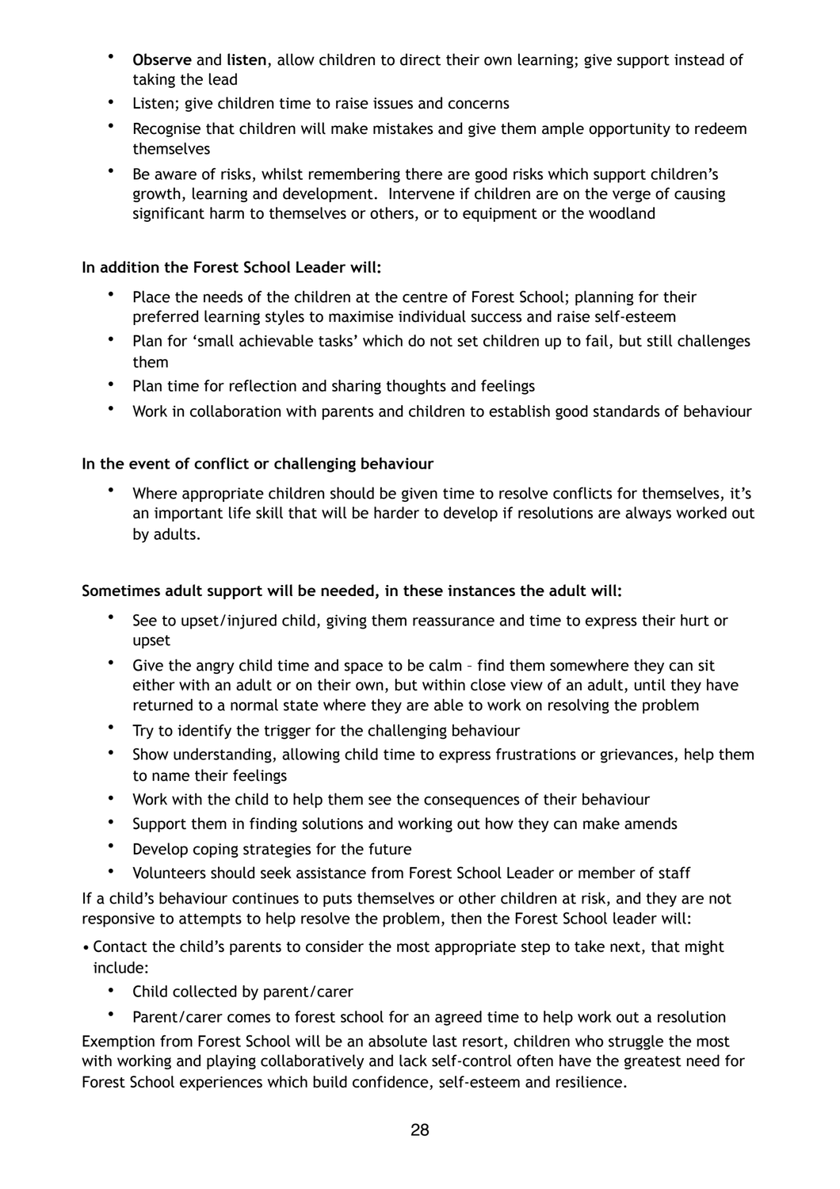- **Observe** and **listen**, allow children to direct their own learning; give support instead of taking the lead
- Listen; give children time to raise issues and concerns
- Recognise that children will make mistakes and give them ample opportunity to redeem themselves
- Be aware of risks, whilst remembering there are good risks which support children's growth, learning and development. Intervene if children are on the verge of causing significant harm to themselves or others, or to equipment or the woodland

**In addition the Forest School Leader will:**

- Place the needs of the children at the centre of Forest School; planning for their preferred learning styles to maximise individual success and raise self-esteem
- Plan for 'small achievable tasks' which do not set children up to fail, but still challenges them
- Plan time for reflection and sharing thoughts and feelings
- Work in collaboration with parents and children to establish good standards of behaviour

**In the event of conflict or challenging behaviour**

- Where appropriate children should be given time to resolve conflicts for themselves, it's an important life skill that will be harder to develop if resolutions are always worked out by adults.

**Sometimes adult support will be needed, in these instances the adult will:**

- See to upset/injured child, giving them reassurance and time to express their hurt or upset
- Give the angry child time and space to be calm – find them somewhere they can sit either with an adult or on their own, but within close view of an adult, until they have returned to a normal state where they are able to work on resolving the problem
- Try to identify the trigger for the challenging behaviour
- Show understanding, allowing child time to express frustrations or grievances, help them to name their feelings
- Work with the child to help them see the consequences of their behaviour
- Support them in finding solutions and working out how they can make amends
- Develop coping strategies for the future
- Volunteers should seek assistance from Forest School Leader or member of staff

If a child's behaviour continues to puts themselves or other children at risk, and they are not responsive to attempts to help resolve the problem, then the Forest School leader will:

- Contact the child's parents to consider the most appropriate step to take next, that might include:
  - Child collected by parent/carer
  - Parent/carer comes to forest school for an agreed time to help work out a resolution

Exemption from Forest School will be an absolute last resort, children who struggle the most with working and playing collaboratively and lack self-control often have the greatest need for Forest School experiences which build confidence, self-esteem and resilience.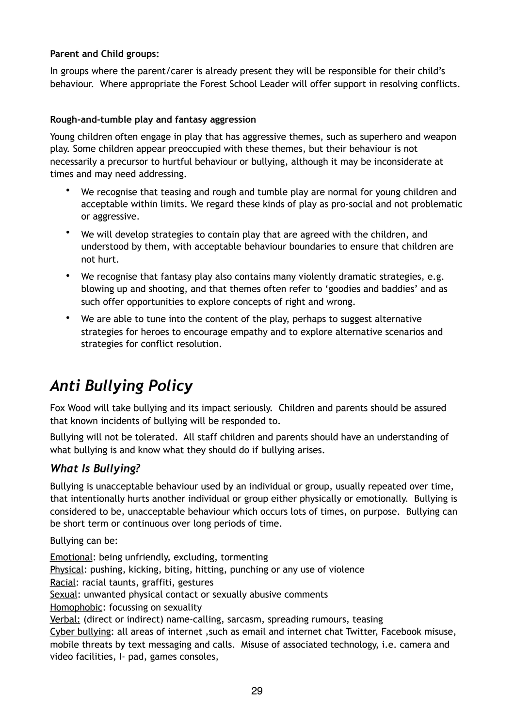**Parent and Child groups:**

In groups where the parent/carer is already present they will be responsible for their child's behaviour. Where appropriate the Forest School Leader will offer support in resolving conflicts.

**Rough-and-tumble play and fantasy aggression**

Young children often engage in play that has aggressive themes, such as superhero and weapon play. Some children appear preoccupied with these themes, but their behaviour is not necessarily a precursor to hurtful behaviour or bullying, although it may be inconsiderate at times and may need addressing.

- We recognise that teasing and rough and tumble play are normal for young children and acceptable within limits. We regard these kinds of play as pro-social and not problematic or aggressive.
- We will develop strategies to contain play that are agreed with the children, and understood by them, with acceptable behaviour boundaries to ensure that children are not hurt.
- We recognise that fantasy play also contains many violently dramatic strategies, e.g. blowing up and shooting, and that themes often refer to 'goodies and baddies' and as such offer opportunities to explore concepts of right and wrong.
- We are able to tune into the content of the play, perhaps to suggest alternative strategies for heroes to encourage empathy and to explore alternative scenarios and strategies for conflict resolution.

# *Anti Bullying Policy*

Fox Wood will take bullying and its impact seriously. Children and parents should be assured that known incidents of bullying will be responded to.

Bullying will not be tolerated. All staff children and parents should have an understanding of what bullying is and know what they should do if bullying arises.

## *What Is Bullying?*

Bullying is unacceptable behaviour used by an individual or group, usually repeated over time, that intentionally hurts another individual or group either physically or emotionally. Bullying is considered to be, unacceptable behaviour which occurs lots of times, on purpose. Bullying can be short term or continuous over long periods of time.

Bullying can be:

<u>Emotional</u>: being unfriendly, excluding, tormenting
<u>Physical</u>: pushing, kicking, biting, hitting, punching or any use of violence
<u>Racial</u>: racial taunts, graffiti, gestures
<u>Sexual</u>: unwanted physical contact or sexually abusive comments
<u>Homophobic</u>: focussing on sexuality
<u>Verbal:</u> (direct or indirect) name-calling, sarcasm, spreading rumours, teasing
<u>Cyber bullying</u>: all areas of internet ,such as email and internet chat Twitter, Facebook misuse, mobile threats by text messaging and calls. Misuse of associated technology, i.e. camera and video facilities, I- pad, games consoles,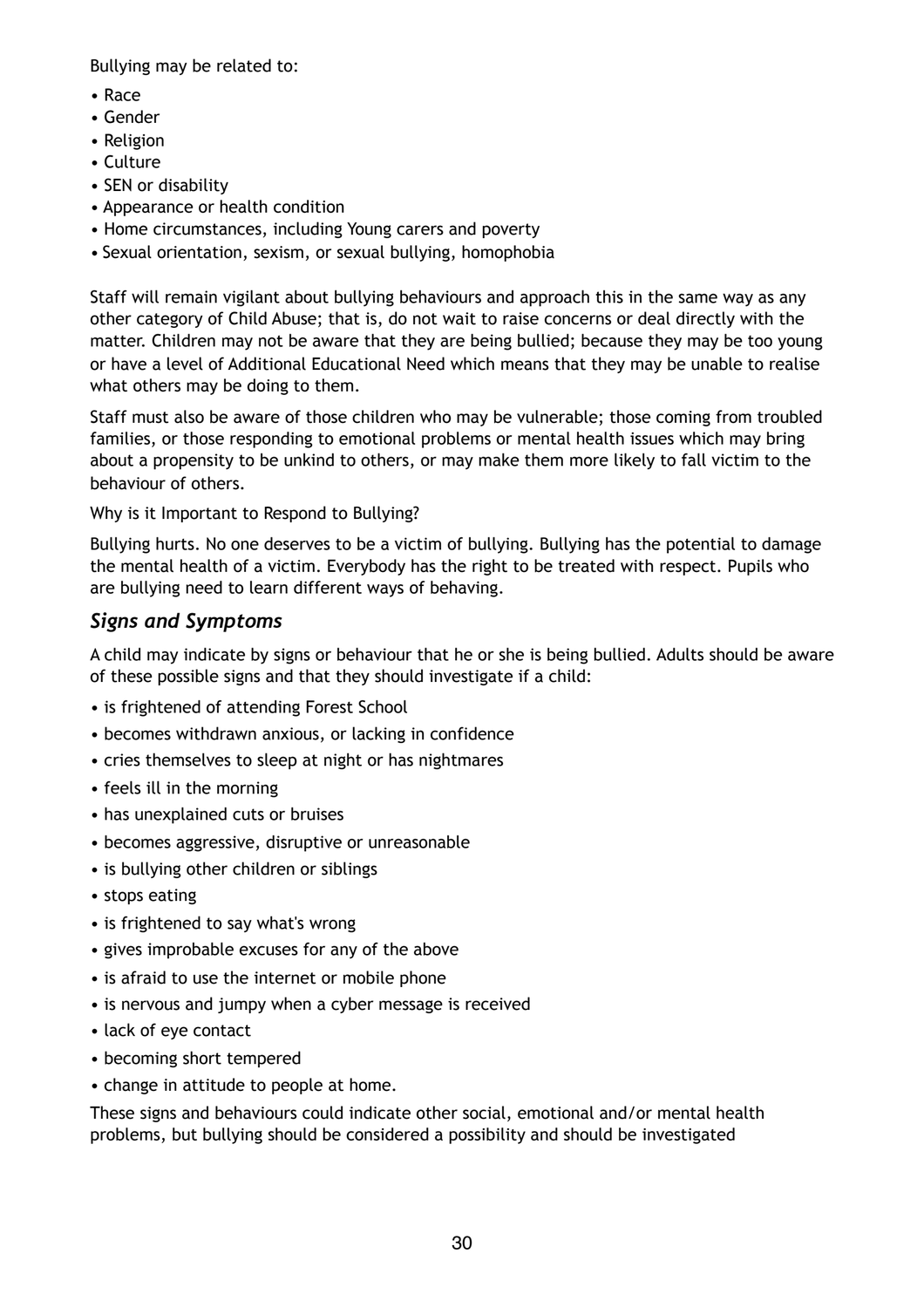Bullying may be related to:

- Race
- Gender
- Religion
- Culture
- SEN or disability
- Appearance or health condition
- Home circumstances, including Young carers and poverty
- Sexual orientation, sexism, or sexual bullying, homophobia

Staff will remain vigilant about bullying behaviours and approach this in the same way as any other category of Child Abuse; that is, do not wait to raise concerns or deal directly with the matter. Children may not be aware that they are being bullied; because they may be too young or have a level of Additional Educational Need which means that they may be unable to realise what others may be doing to them.

Staff must also be aware of those children who may be vulnerable; those coming from troubled families, or those responding to emotional problems or mental health issues which may bring about a propensity to be unkind to others, or may make them more likely to fall victim to the behaviour of others.

Why is it Important to Respond to Bullying?

Bullying hurts. No one deserves to be a victim of bullying. Bullying has the potential to damage the mental health of a victim. Everybody has the right to be treated with respect. Pupils who are bullying need to learn different ways of behaving.

### *Signs and Symptoms*

A child may indicate by signs or behaviour that he or she is being bullied. Adults should be aware of these possible signs and that they should investigate if a child:

- is frightened of attending Forest School
- becomes withdrawn anxious, or lacking in confidence
- cries themselves to sleep at night or has nightmares
- feels ill in the morning
- has unexplained cuts or bruises
- becomes aggressive, disruptive or unreasonable
- is bullying other children or siblings
- stops eating
- is frightened to say what's wrong
- gives improbable excuses for any of the above
- is afraid to use the internet or mobile phone
- is nervous and jumpy when a cyber message is received
- lack of eye contact
- becoming short tempered
- change in attitude to people at home.

These signs and behaviours could indicate other social, emotional and/or mental health problems, but bullying should be considered a possibility and should be investigated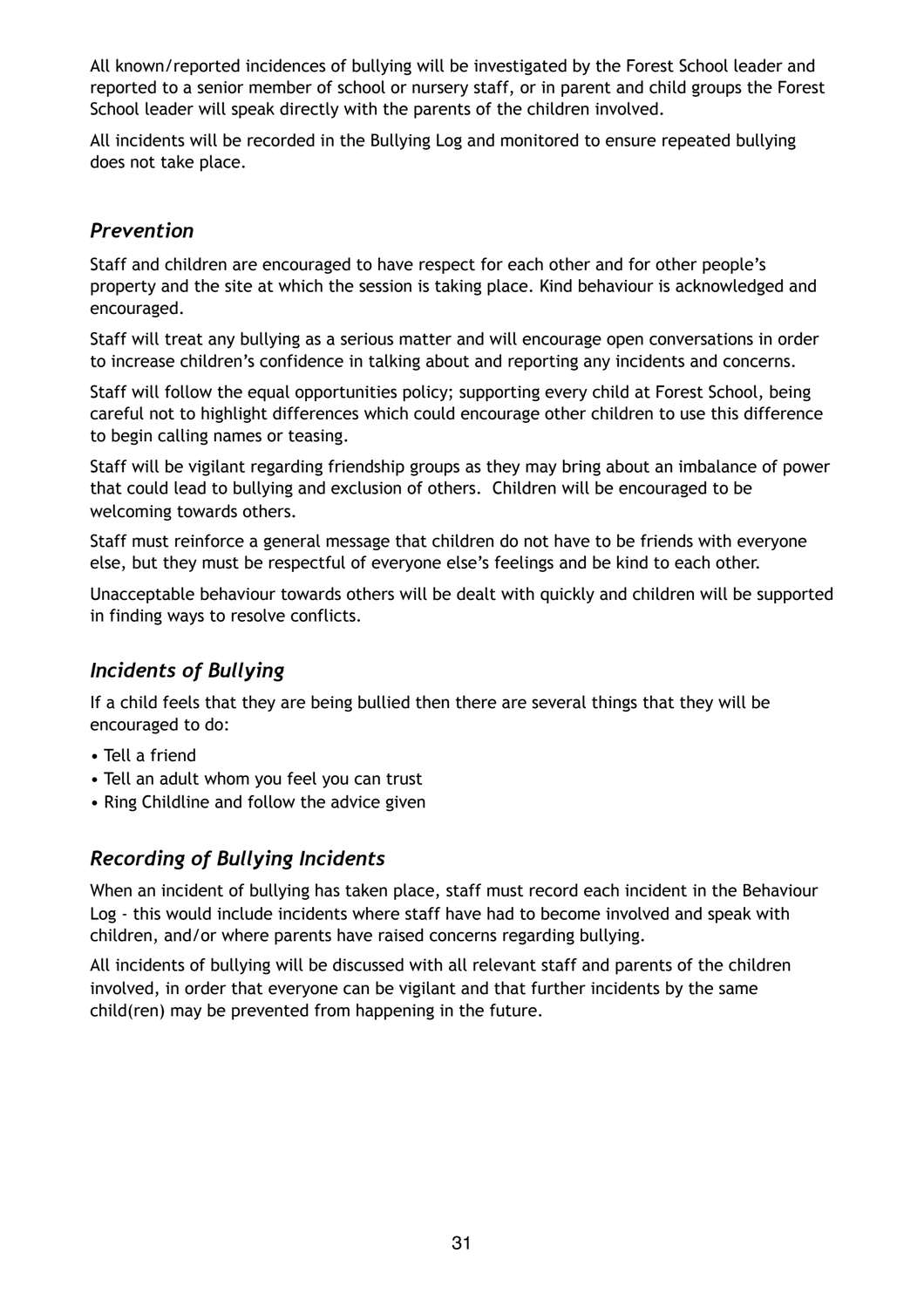All known/reported incidences of bullying will be investigated by the Forest School leader and reported to a senior member of school or nursery staff, or in parent and child groups the Forest School leader will speak directly with the parents of the children involved.

All incidents will be recorded in the Bullying Log and monitored to ensure repeated bullying does not take place.

### *Prevention*

Staff and children are encouraged to have respect for each other and for other people's property and the site at which the session is taking place. Kind behaviour is acknowledged and encouraged.

Staff will treat any bullying as a serious matter and will encourage open conversations in order to increase children's confidence in talking about and reporting any incidents and concerns.

Staff will follow the equal opportunities policy; supporting every child at Forest School, being careful not to highlight differences which could encourage other children to use this difference to begin calling names or teasing.

Staff will be vigilant regarding friendship groups as they may bring about an imbalance of power that could lead to bullying and exclusion of others. Children will be encouraged to be welcoming towards others.

Staff must reinforce a general message that children do not have to be friends with everyone else, but they must be respectful of everyone else's feelings and be kind to each other.

Unacceptable behaviour towards others will be dealt with quickly and children will be supported in finding ways to resolve conflicts.

### *Incidents of Bullying*

If a child feels that they are being bullied then there are several things that they will be encouraged to do:

- Tell a friend
- Tell an adult whom you feel you can trust
- Ring Childline and follow the advice given

### *Recording of Bullying Incidents*

When an incident of bullying has taken place, staff must record each incident in the Behaviour Log - this would include incidents where staff have had to become involved and speak with children, and/or where parents have raised concerns regarding bullying.

All incidents of bullying will be discussed with all relevant staff and parents of the children involved, in order that everyone can be vigilant and that further incidents by the same child(ren) may be prevented from happening in the future.